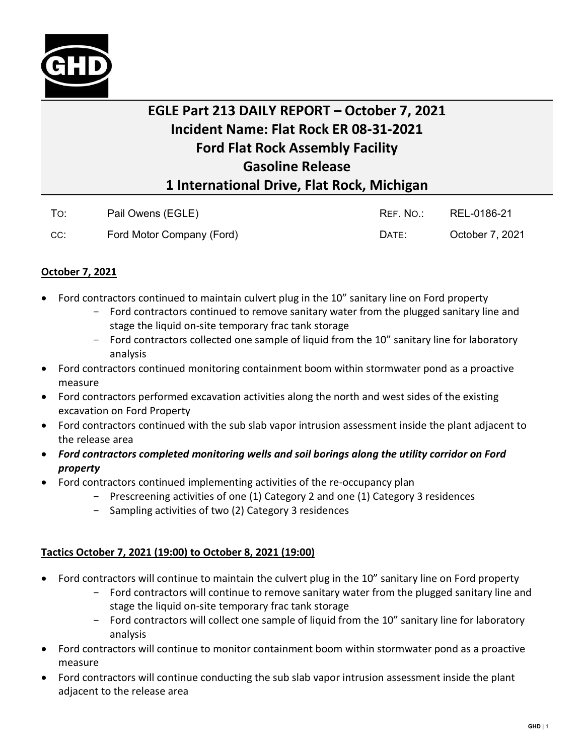# EGLE Part 213 DAILY REPORT – October 7, 2021
# Incident Name: Flat Rock ER 08-31-2021
# Ford Flat Rock Assembly Facility
# Gasoline Release
# 1 International Drive, Flat Rock, Michigan

| | | | |
|---|---|---|---|
| To: | Pail Owens (EGLE) | Ref. No.: | REL-0186-21 |
| cc: | Ford Motor Company (Ford) | Date: | October 7, 2021 |

**October 7, 2021**

- Ford contractors continued to maintain culvert plug in the 10" sanitary line on Ford property
  - Ford contractors continued to remove sanitary water from the plugged sanitary line and stage the liquid on-site temporary frac tank storage
  - Ford contractors collected one sample of liquid from the 10" sanitary line for laboratory analysis
- Ford contractors continued monitoring containment boom within stormwater pond as a proactive measure
- Ford contractors performed excavation activities along the north and west sides of the existing excavation on Ford Property
- Ford contractors continued with the sub slab vapor intrusion assessment inside the plant adjacent to the release area
- ***Ford contractors completed monitoring wells and soil borings along the utility corridor on Ford property***
- Ford contractors continued implementing activities of the re-occupancy plan
  - Prescreening activities of one (1) Category 2 and one (1) Category 3 residences
  - Sampling activities of two (2) Category 3 residences

**Tactics October 7, 2021 (19:00) to October 8, 2021 (19:00)**

- Ford contractors will continue to maintain the culvert plug in the 10" sanitary line on Ford property
  - Ford contractors will continue to remove sanitary water from the plugged sanitary line and stage the liquid on-site temporary frac tank storage
  - Ford contractors will collect one sample of liquid from the 10" sanitary line for laboratory analysis
- Ford contractors will continue to monitor containment boom within stormwater pond as a proactive measure
- Ford contractors will continue conducting the sub slab vapor intrusion assessment inside the plant adjacent to the release area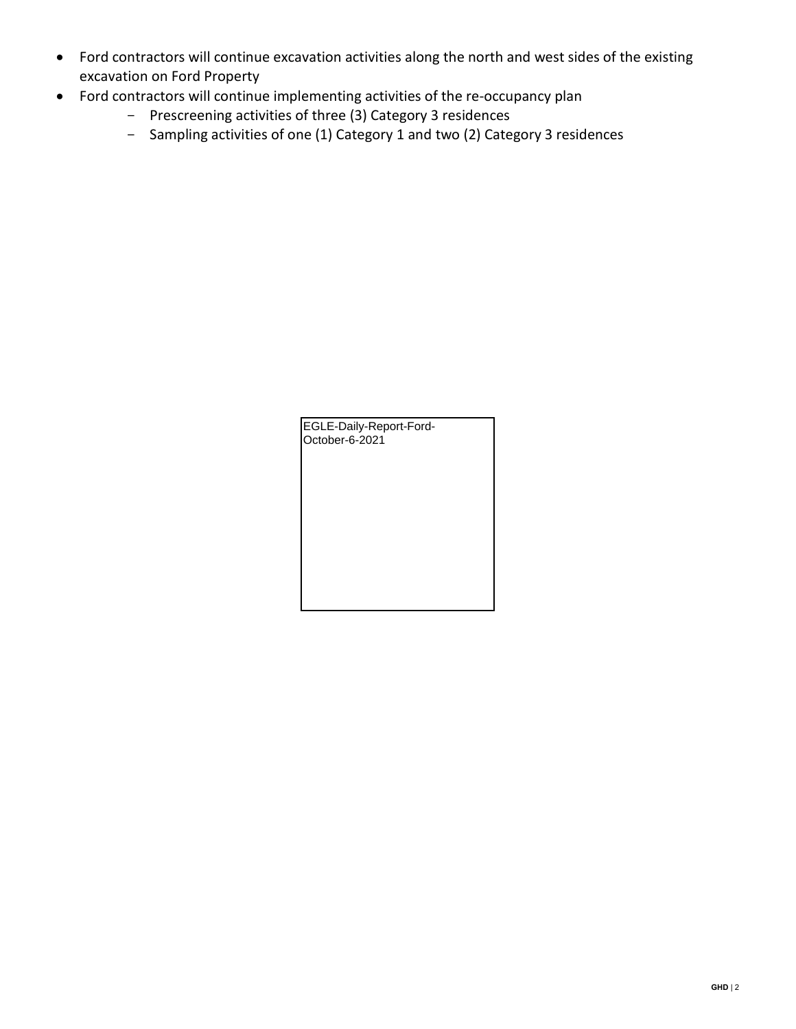- Ford contractors will continue excavation activities along the north and west sides of the existing excavation on Ford Property
- Ford contractors will continue implementing activities of the re-occupancy plan
  - Prescreening activities of three (3) Category 3 residences
  - Sampling activities of one (1) Category 1 and two (2) Category 3 residences

EGLE-Daily-Report-Ford-October-6-2021